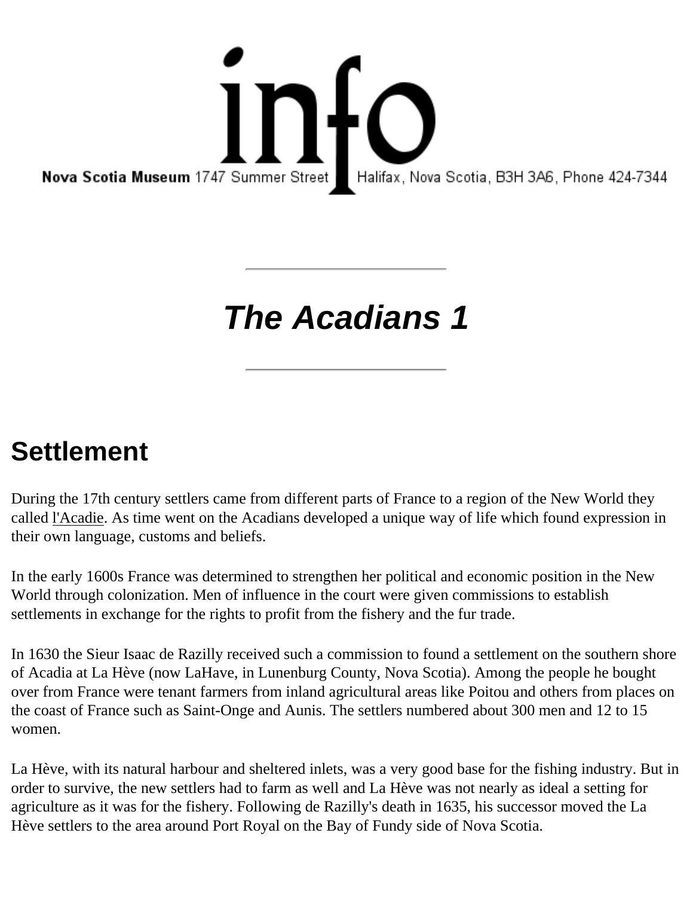info

**Nova Scotia Museum** 1747 Summer Street Halifax, Nova Scotia, B3H 3A6, Phone 424-7344

---

# *The Acadians 1*

---

## Settlement

During the 17th century settlers came from different parts of France to a region of the New World they called l'Acadie. As time went on the Acadians developed a unique way of life which found expression in their own language, customs and beliefs.

In the early 1600s France was determined to strengthen her political and economic position in the New World through colonization. Men of influence in the court were given commissions to establish settlements in exchange for the rights to profit from the fishery and the fur trade.

In 1630 the Sieur Isaac de Razilly received such a commission to found a settlement on the southern shore of Acadia at La Hève (now LaHave, in Lunenburg County, Nova Scotia). Among the people he bought over from France were tenant farmers from inland agricultural areas like Poitou and others from places on the coast of France such as Saint-Onge and Aunis. The settlers numbered about 300 men and 12 to 15 women.

La Hève, with its natural harbour and sheltered inlets, was a very good base for the fishing industry. But in order to survive, the new settlers had to farm as well and La Hève was not nearly as ideal a setting for agriculture as it was for the fishery. Following de Razilly's death in 1635, his successor moved the La Hève settlers to the area around Port Royal on the Bay of Fundy side of Nova Scotia.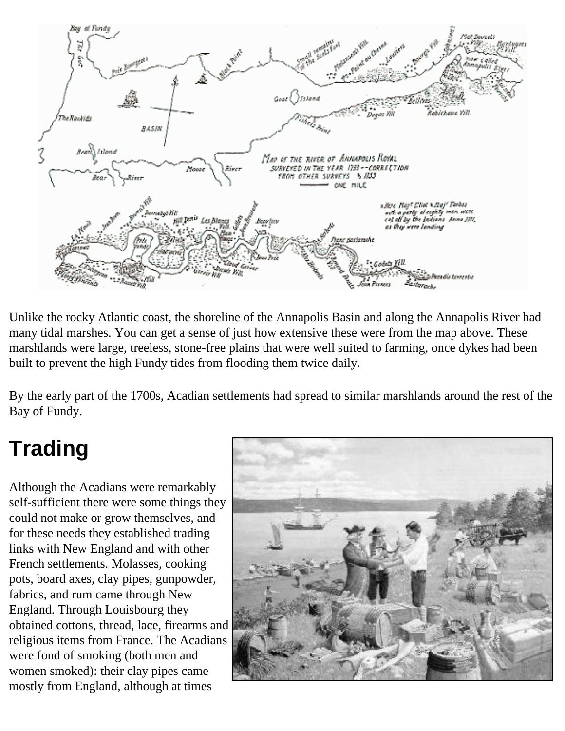Unlike the rocky Atlantic coast, the shoreline of the Annapolis Basin and along the Annapolis River had many tidal marshes. You can get a sense of just how extensive these were from the map above. These marshlands were large, treeless, stone-free plains that were well suited to farming, once dykes had been built to prevent the high Fundy tides from flooding them twice daily.

By the early part of the 1700s, Acadian settlements had spread to similar marshlands around the rest of the Bay of Fundy.

## Trading

Although the Acadians were remarkably self-sufficient there were some things they could not make or grow themselves, and for these needs they established trading links with New England and with other French settlements. Molasses, cooking pots, board axes, clay pipes, gunpowder, fabrics, and rum came through New England. Through Louisbourg they obtained cottons, thread, lace, firearms and religious items from France. The Acadians were fond of smoking (both men and women smoked): their clay pipes came mostly from England, although at times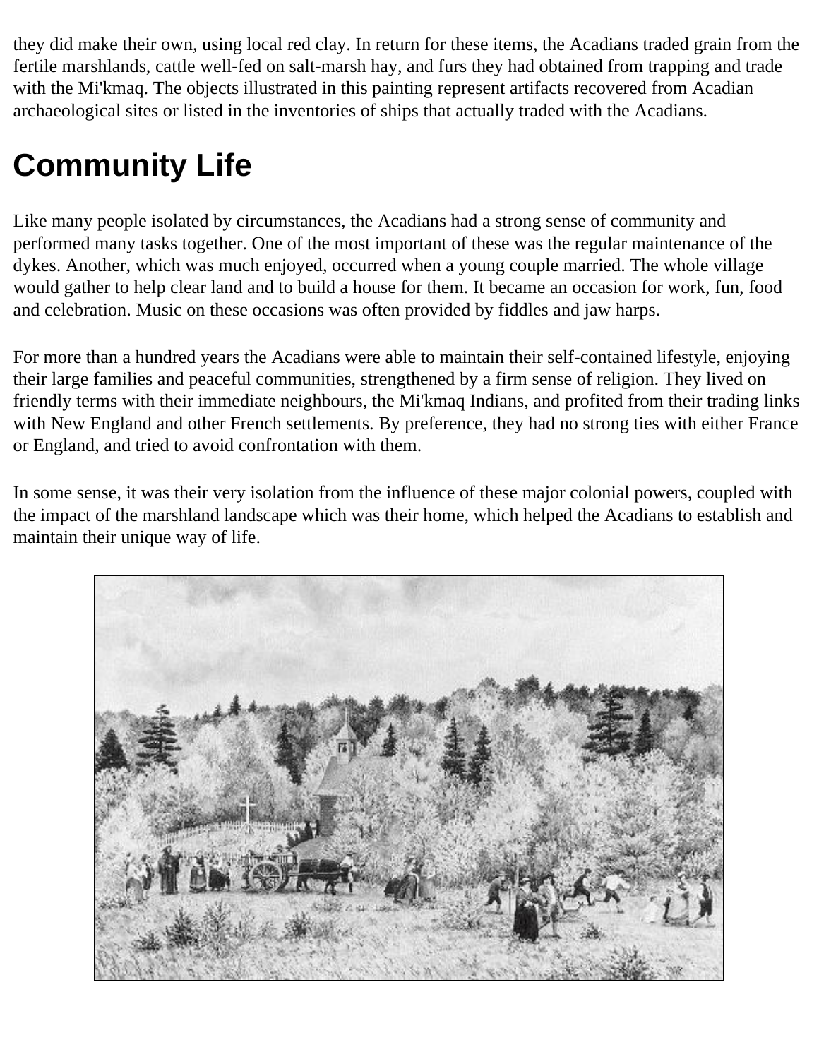they did make their own, using local red clay. In return for these items, the Acadians traded grain from the fertile marshlands, cattle well-fed on salt-marsh hay, and furs they had obtained from trapping and trade with the Mi'kmaq. The objects illustrated in this painting represent artifacts recovered from Acadian archaeological sites or listed in the inventories of ships that actually traded with the Acadians.

# Community Life

Like many people isolated by circumstances, the Acadians had a strong sense of community and performed many tasks together. One of the most important of these was the regular maintenance of the dykes. Another, which was much enjoyed, occurred when a young couple married. The whole village would gather to help clear land and to build a house for them. It became an occasion for work, fun, food and celebration. Music on these occasions was often provided by fiddles and jaw harps.

For more than a hundred years the Acadians were able to maintain their self-contained lifestyle, enjoying their large families and peaceful communities, strengthened by a firm sense of religion. They lived on friendly terms with their immediate neighbours, the Mi'kmaq Indians, and profited from their trading links with New England and other French settlements. By preference, they had no strong ties with either France or England, and tried to avoid confrontation with them.

In some sense, it was their very isolation from the influence of these major colonial powers, coupled with the impact of the marshland landscape which was their home, which helped the Acadians to establish and maintain their unique way of life.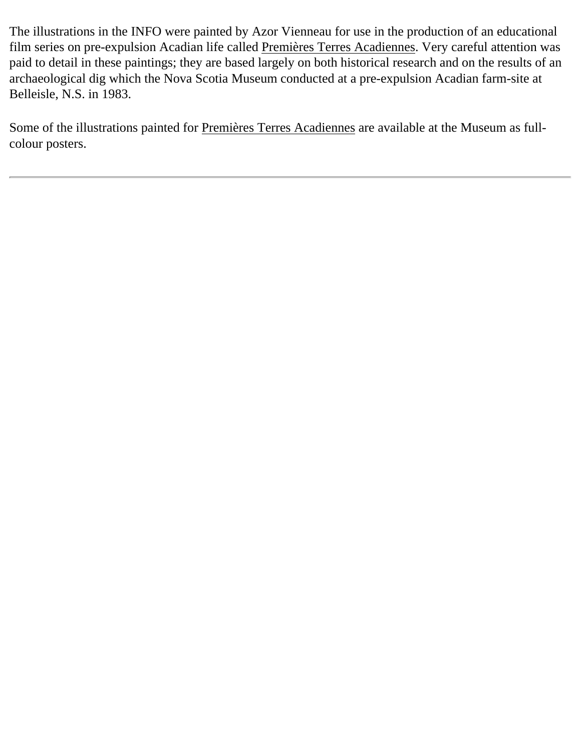The illustrations in the INFO were painted by Azor Vienneau for use in the production of an educational film series on pre-expulsion Acadian life called Premières Terres Acadiennes. Very careful attention was paid to detail in these paintings; they are based largely on both historical research and on the results of an archaeological dig which the Nova Scotia Museum conducted at a pre-expulsion Acadian farm-site at Belleisle, N.S. in 1983.

Some of the illustrations painted for Premières Terres Acadiennes are available at the Museum as full-colour posters.

---